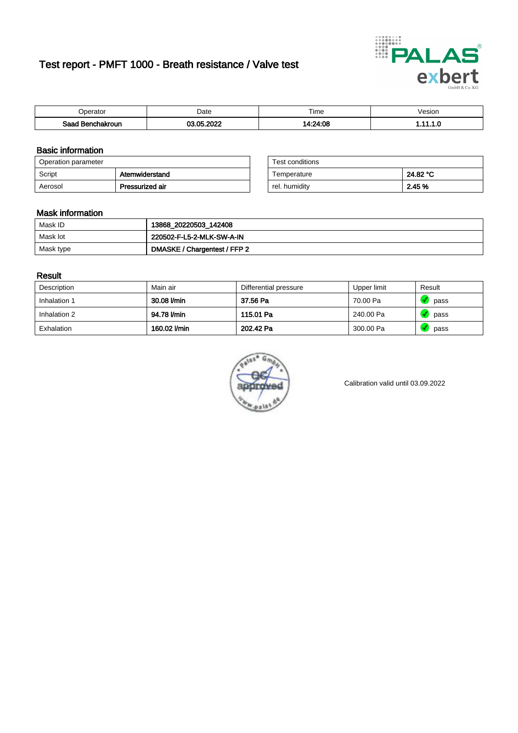# Test report - PMFT 1000 - Breath resistance / Valve test

| Operator | Date | Time | Vesion |
| --- | --- | --- | --- |
| **Saad Benchakroun** | **03.05.2022** | **14:24:08** | **1.11.1.0** |

## Basic information

| Operation parameter | |
| --- | --- |
| Script | **Atemwiderstand** |
| Aerosol | **Pressurized air** |

| Test conditions | |
| --- | --- |
| Temperature | **24.82 °C** |
| rel. humidity | **2.45 %** |

## Mask information

| | |
| --- | --- |
| Mask ID | **13868_20220503_142408** |
| Mask lot | **220502-F-L5-2-MLK-SW-A-IN** |
| Mask type | **DMASKE / Chargentest / FFP 2** |

## Result

| Description | Main air | Differential pressure | Upper limit | Result |
| --- | --- | --- | --- | --- |
| Inhalation 1 | **30.08 l/min** | **37.56 Pa** | 70.00 Pa | pass |
| Inhalation 2 | **94.78 l/min** | **115.01 Pa** | 240.00 Pa | pass |
| Exhalation | **160.02 l/min** | **202.42 Pa** | 300.00 Pa | pass |

Calibration valid until 03.09.2022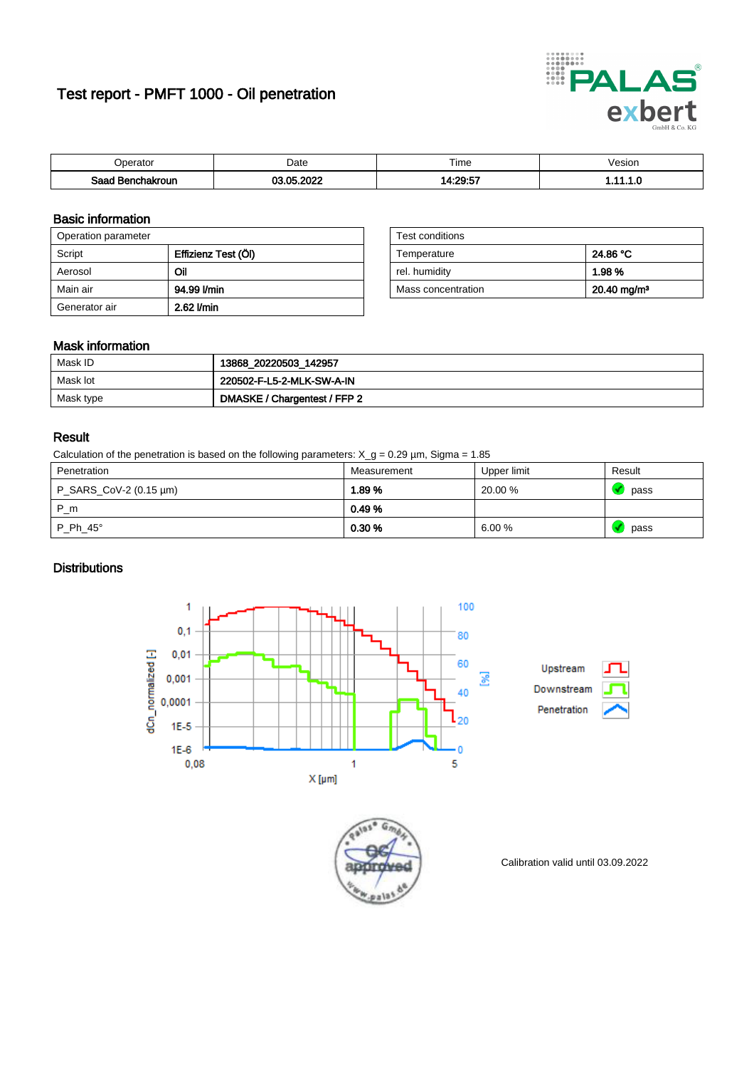# Test report - PMFT 1000 - Oil penetration

| Operator | Date | Time | Vesion |
|---|---|---|---|
| **Saad Benchakroun** | **03.05.2022** | **14:29:57** | **1.11.1.0** |

## Basic information

| Operation parameter | |
|---|---|
| Script | **Effizienz Test (Öl)** |
| Aerosol | **Oil** |
| Main air | **94.99 l/min** |
| Generator air | **2.62 l/min** |

| Test conditions | |
|---|---|
| Temperature | **24.86 °C** |
| rel. humidity | **1.98 %** |
| Mass concentration | **20.40 mg/m³** |

## Mask information

| | |
|---|---|
| Mask ID | **13868_20220503_142957** |
| Mask lot | **220502-F-L5-2-MLK-SW-A-IN** |
| Mask type | **DMASKE / Chargentest / FFP 2** |

## Result

Calculation of the penetration is based on the following parameters: X_g = 0.29 µm, Sigma = 1.85

| Penetration | Measurement | Upper limit | Result |
|---|---|---|---|
| P_SARS_CoV-2 (0.15 µm) | **1.89 %** | 20.00 % | pass |
| P_m | **0.49 %** | | |
| P_Ph_45° | **0.30 %** | 6.00 % | pass |

## Distributions

dCn_normalized [-]
1
0,1
0,01
0,001
0,0001
1E-5
1E-6
0,08
1
5
X [µm]
[%]
100
80
60
40
20
0
Upstream
Downstream
Penetration

Calibration valid until 03.09.2022